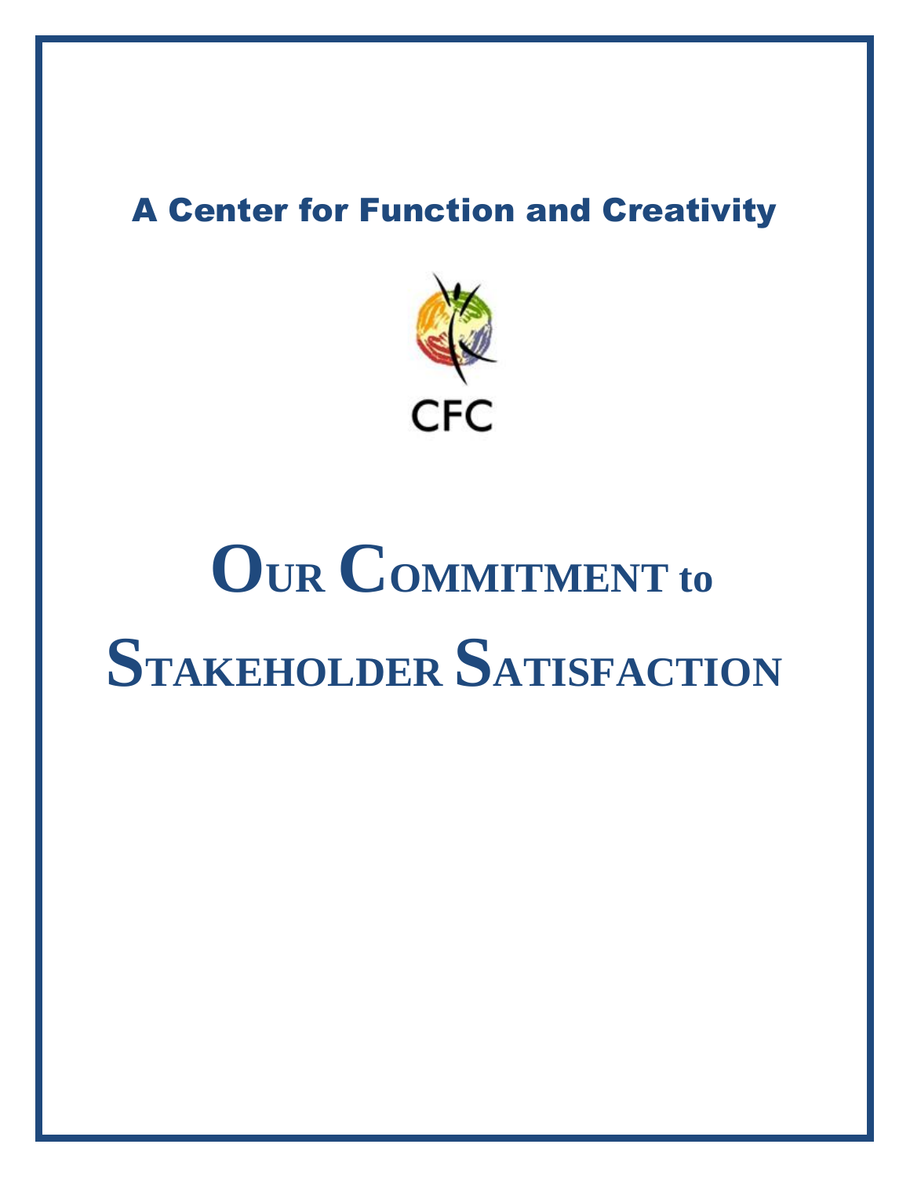A Center for Function and Creativity

CFC

# Our Commitment to Stakeholder Satisfaction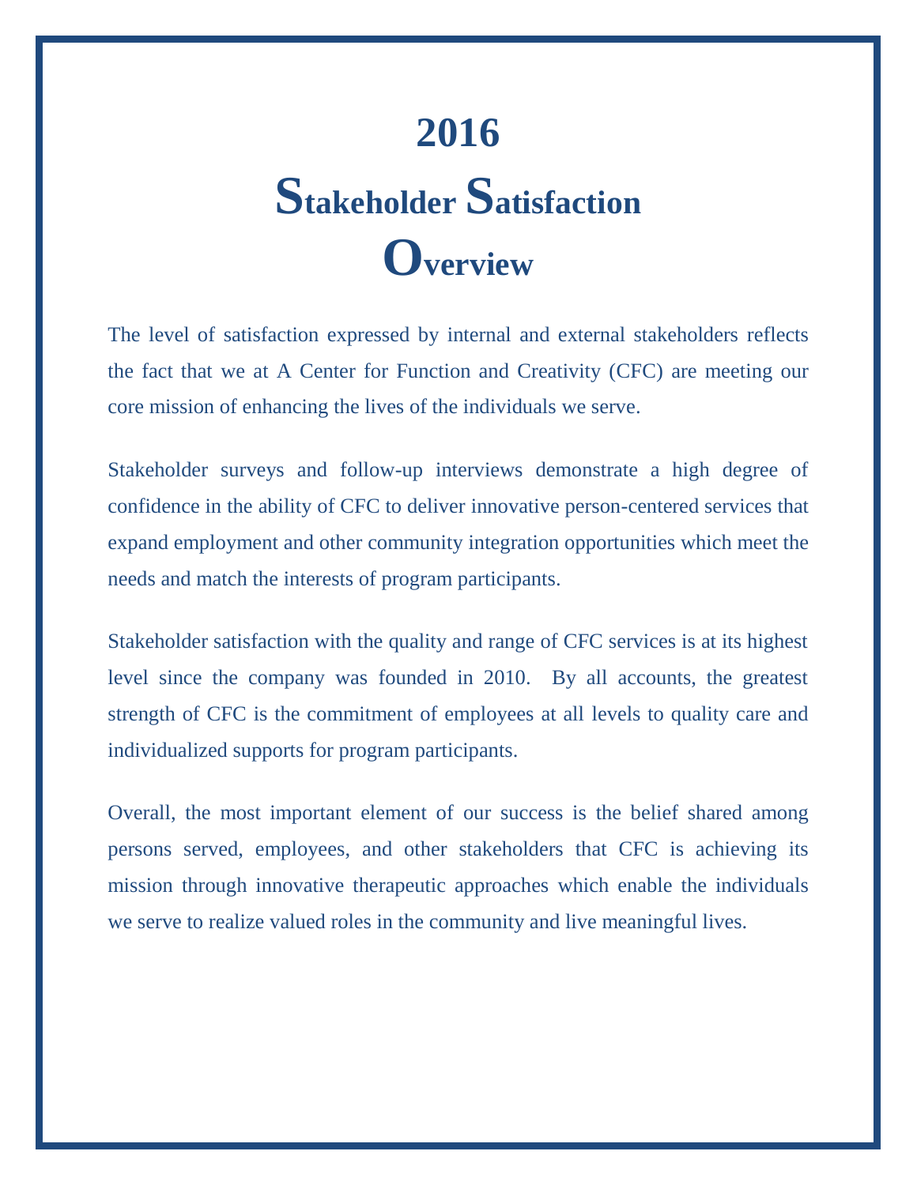# 2016
# Stakeholder Satisfaction
# Overview

The level of satisfaction expressed by internal and external stakeholders reflects the fact that we at A Center for Function and Creativity (CFC) are meeting our core mission of enhancing the lives of the individuals we serve.

Stakeholder surveys and follow-up interviews demonstrate a high degree of confidence in the ability of CFC to deliver innovative person-centered services that expand employment and other community integration opportunities which meet the needs and match the interests of program participants.

Stakeholder satisfaction with the quality and range of CFC services is at its highest level since the company was founded in 2010. By all accounts, the greatest strength of CFC is the commitment of employees at all levels to quality care and individualized supports for program participants.

Overall, the most important element of our success is the belief shared among persons served, employees, and other stakeholders that CFC is achieving its mission through innovative therapeutic approaches which enable the individuals we serve to realize valued roles in the community and live meaningful lives.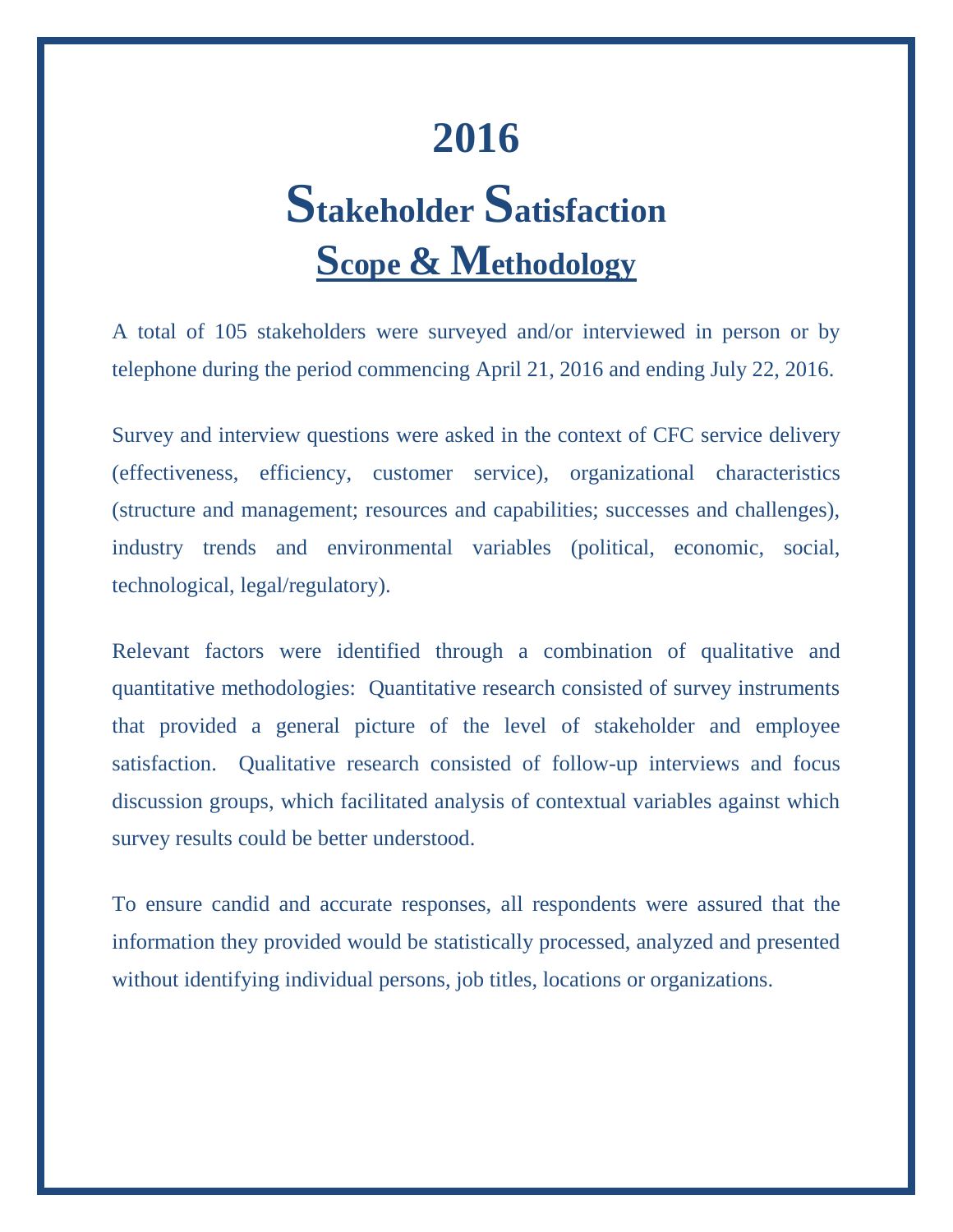# 2016

# Stakeholder Satisfaction

## Scope & Methodology

A total of 105 stakeholders were surveyed and/or interviewed in person or by telephone during the period commencing April 21, 2016 and ending July 22, 2016.

Survey and interview questions were asked in the context of CFC service delivery (effectiveness, efficiency, customer service), organizational characteristics (structure and management; resources and capabilities; successes and challenges), industry trends and environmental variables (political, economic, social, technological, legal/regulatory).

Relevant factors were identified through a combination of qualitative and quantitative methodologies: Quantitative research consisted of survey instruments that provided a general picture of the level of stakeholder and employee satisfaction. Qualitative research consisted of follow-up interviews and focus discussion groups, which facilitated analysis of contextual variables against which survey results could be better understood.

To ensure candid and accurate responses, all respondents were assured that the information they provided would be statistically processed, analyzed and presented without identifying individual persons, job titles, locations or organizations.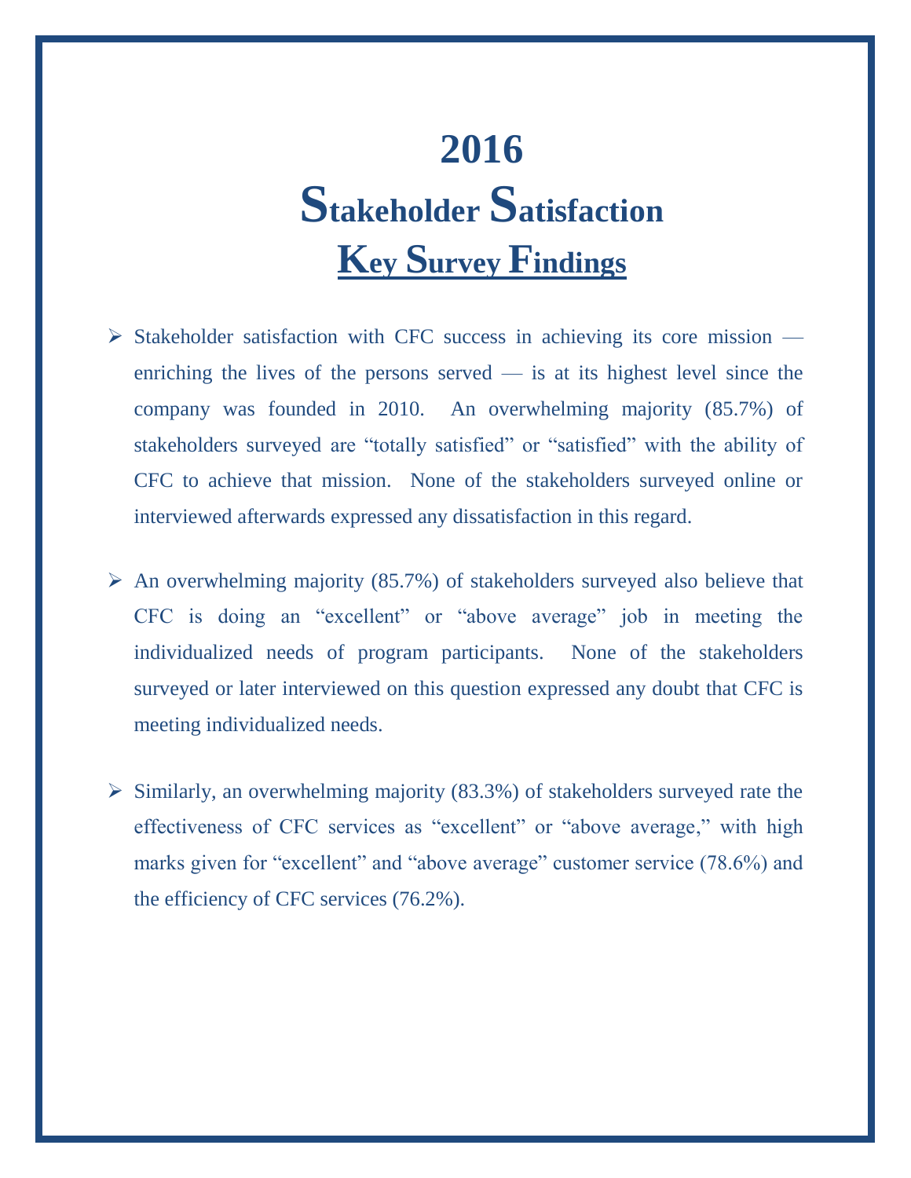# 2016
# Stakeholder Satisfaction
## Key Survey Findings

- Stakeholder satisfaction with CFC success in achieving its core mission — enriching the lives of the persons served — is at its highest level since the company was founded in 2010. An overwhelming majority (85.7%) of stakeholders surveyed are "totally satisfied" or "satisfied" with the ability of CFC to achieve that mission. None of the stakeholders surveyed online or interviewed afterwards expressed any dissatisfaction in this regard.

- An overwhelming majority (85.7%) of stakeholders surveyed also believe that CFC is doing an "excellent" or "above average" job in meeting the individualized needs of program participants. None of the stakeholders surveyed or later interviewed on this question expressed any doubt that CFC is meeting individualized needs.

- Similarly, an overwhelming majority (83.3%) of stakeholders surveyed rate the effectiveness of CFC services as "excellent" or "above average," with high marks given for "excellent" and "above average" customer service (78.6%) and the efficiency of CFC services (76.2%).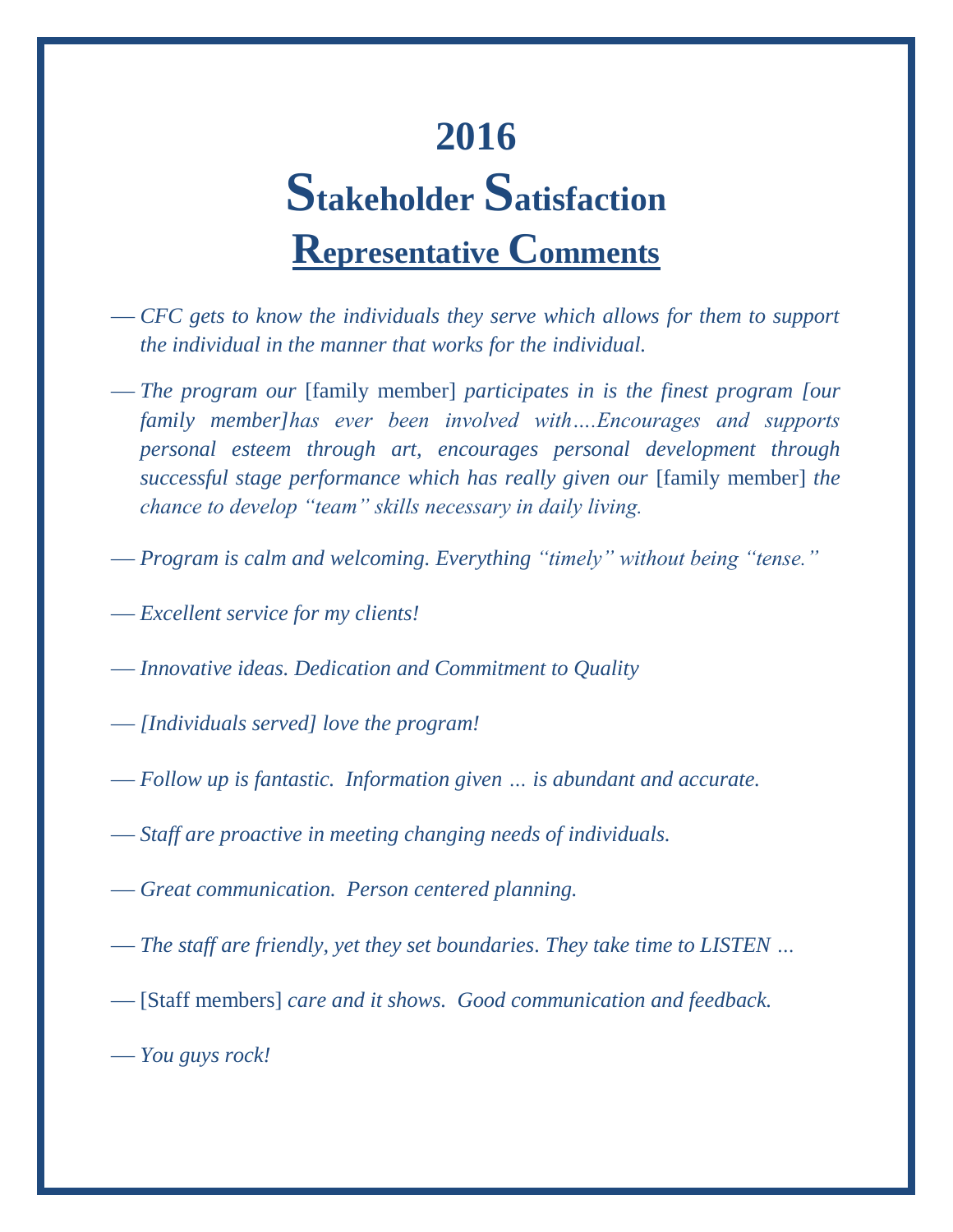# 2016

# Stakeholder Satisfaction

## Representative Comments

— *CFC gets to know the individuals they serve which allows for them to support the individual in the manner that works for the individual.*

— *The program our* [family member] *participates in is the finest program [our family member]has ever been involved with….Encourages and supports personal esteem through art, encourages personal development through successful stage performance which has really given our* [family member] *the chance to develop "team" skills necessary in daily living.*

— *Program is calm and welcoming. Everything "timely" without being "tense."*

— *Excellent service for my clients!*

— *Innovative ideas. Dedication and Commitment to Quality*

— *[Individuals served] love the program!*

— *Follow up is fantastic. Information given … is abundant and accurate.*

— *Staff are proactive in meeting changing needs of individuals.*

— *Great communication. Person centered planning.*

— *The staff are friendly, yet they set boundaries. They take time to LISTEN …*

— [Staff members] *care and it shows. Good communication and feedback.*

— *You guys rock!*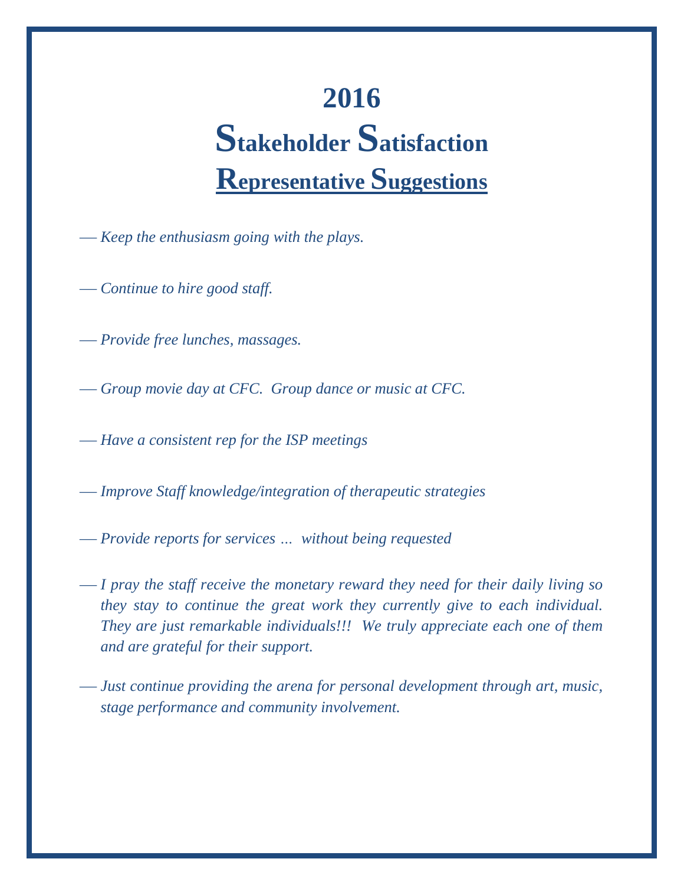# 2016
# Stakeholder Satisfaction
## Representative Suggestions

— *Keep the enthusiasm going with the plays.*

— *Continue to hire good staff.*

— *Provide free lunches, massages.*

— *Group movie day at CFC.  Group dance or music at CFC.*

— *Have a consistent rep for the ISP meetings*

— *Improve Staff knowledge/integration of therapeutic strategies*

— *Provide reports for services …  without being requested*

— *I pray the staff receive the monetary reward they need for their daily living so they stay to continue the great work they currently give to each individual. They are just remarkable individuals!!!  We truly appreciate each one of them and are grateful for their support.*

— *Just continue providing the arena for personal development through art, music, stage performance and community involvement.*